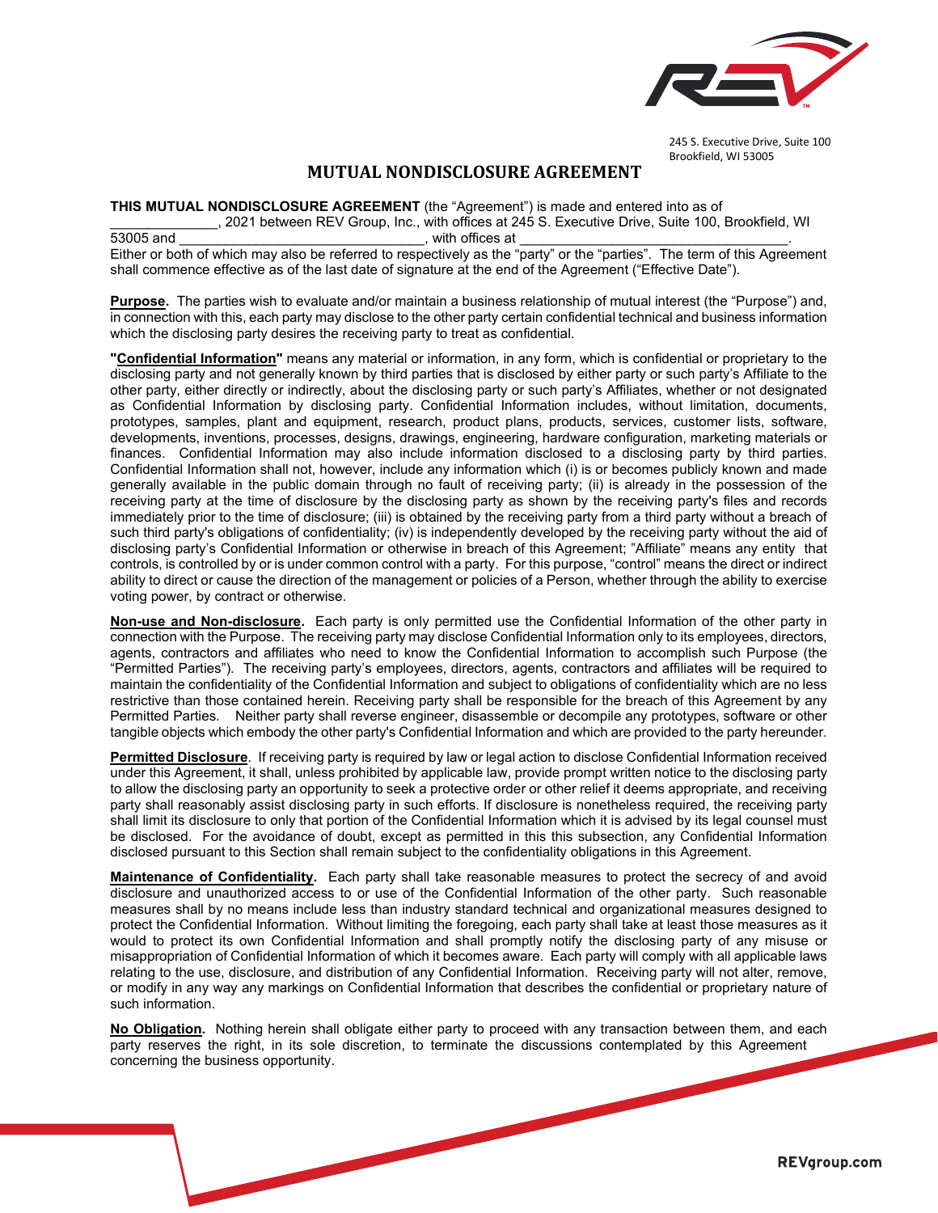245 S. Executive Drive, Suite 100
Brookfield, WI 53005

# MUTUAL NONDISCLOSURE AGREEMENT

**THIS MUTUAL NONDISCLOSURE AGREEMENT** (the "Agreement") is made and entered into as of ______________, 2021 between REV Group, Inc., with offices at 245 S. Executive Drive, Suite 100, Brookfield, WI 53005 and ________________________________, with offices at ____________________________________. Either or both of which may also be referred to respectively as the "party" or the "parties". The term of this Agreement shall commence effective as of the last date of signature at the end of the Agreement ("Effective Date").

**Purpose.** The parties wish to evaluate and/or maintain a business relationship of mutual interest (the "Purpose") and, in connection with this, each party may disclose to the other party certain confidential technical and business information which the disclosing party desires the receiving party to treat as confidential.

**"Confidential Information"** means any material or information, in any form, which is confidential or proprietary to the disclosing party and not generally known by third parties that is disclosed by either party or such party's Affiliate to the other party, either directly or indirectly, about the disclosing party or such party's Affiliates, whether or not designated as Confidential Information by disclosing party. Confidential Information includes, without limitation, documents, prototypes, samples, plant and equipment, research, product plans, products, services, customer lists, software, developments, inventions, processes, designs, drawings, engineering, hardware configuration, marketing materials or finances. Confidential Information may also include information disclosed to a disclosing party by third parties. Confidential Information shall not, however, include any information which (i) is or becomes publicly known and made generally available in the public domain through no fault of receiving party; (ii) is already in the possession of the receiving party at the time of disclosure by the disclosing party as shown by the receiving party's files and records immediately prior to the time of disclosure; (iii) is obtained by the receiving party from a third party without a breach of such third party's obligations of confidentiality; (iv) is independently developed by the receiving party without the aid of disclosing party's Confidential Information or otherwise in breach of this Agreement; "Affiliate" means any entity that controls, is controlled by or is under common control with a party. For this purpose, "control" means the direct or indirect ability to direct or cause the direction of the management or policies of a Person, whether through the ability to exercise voting power, by contract or otherwise.

**Non-use and Non-disclosure.** Each party is only permitted use the Confidential Information of the other party in connection with the Purpose. The receiving party may disclose Confidential Information only to its employees, directors, agents, contractors and affiliates who need to know the Confidential Information to accomplish such Purpose (the "Permitted Parties"). The receiving party's employees, directors, agents, contractors and affiliates will be required to maintain the confidentiality of the Confidential Information and subject to obligations of confidentiality which are no less restrictive than those contained herein. Receiving party shall be responsible for the breach of this Agreement by any Permitted Parties. Neither party shall reverse engineer, disassemble or decompile any prototypes, software or other tangible objects which embody the other party's Confidential Information and which are provided to the party hereunder.

**Permitted Disclosure**. If receiving party is required by law or legal action to disclose Confidential Information received under this Agreement, it shall, unless prohibited by applicable law, provide prompt written notice to the disclosing party to allow the disclosing party an opportunity to seek a protective order or other relief it deems appropriate, and receiving party shall reasonably assist disclosing party in such efforts. If disclosure is nonetheless required, the receiving party shall limit its disclosure to only that portion of the Confidential Information which it is advised by its legal counsel must be disclosed. For the avoidance of doubt, except as permitted in this this subsection, any Confidential Information disclosed pursuant to this Section shall remain subject to the confidentiality obligations in this Agreement.

**Maintenance of Confidentiality.** Each party shall take reasonable measures to protect the secrecy of and avoid disclosure and unauthorized access to or use of the Confidential Information of the other party. Such reasonable measures shall by no means include less than industry standard technical and organizational measures designed to protect the Confidential Information. Without limiting the foregoing, each party shall take at least those measures as it would to protect its own Confidential Information and shall promptly notify the disclosing party of any misuse or misappropriation of Confidential Information of which it becomes aware. Each party will comply with all applicable laws relating to the use, disclosure, and distribution of any Confidential Information. Receiving party will not alter, remove, or modify in any way any markings on Confidential Information that describes the confidential or proprietary nature of such information.

**No Obligation.** Nothing herein shall obligate either party to proceed with any transaction between them, and each party reserves the right, in its sole discretion, to terminate the discussions contemplated by this Agreement concerning the business opportunity.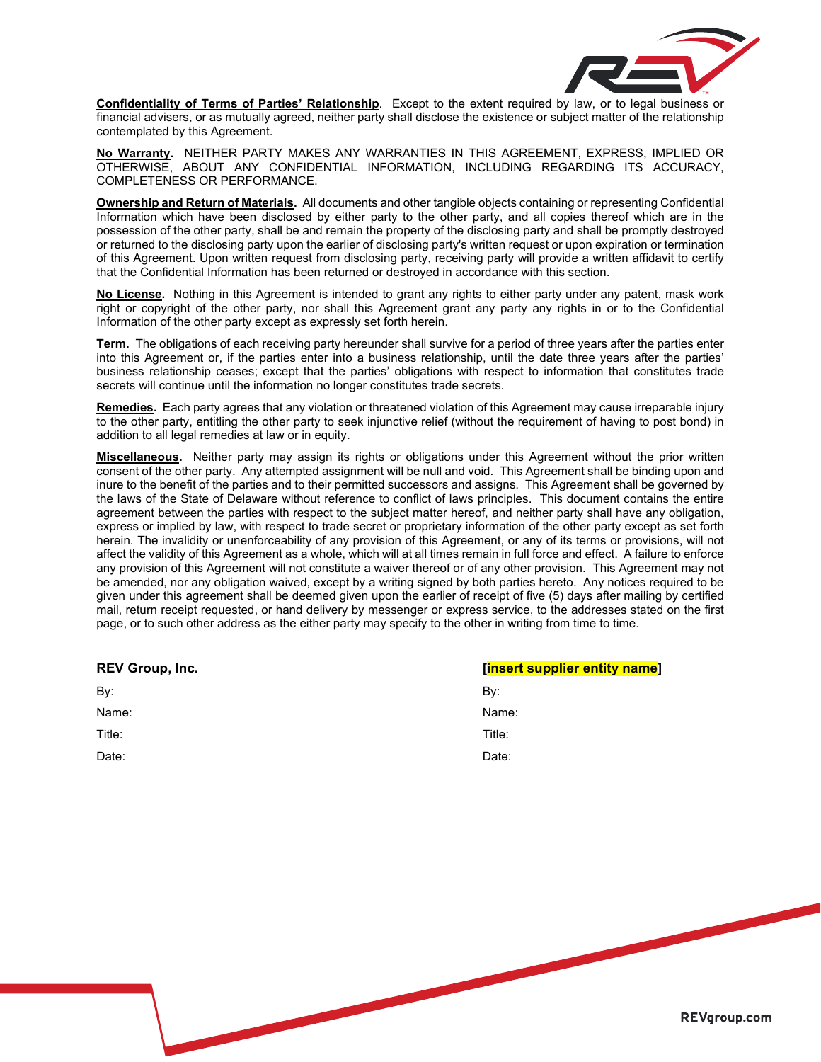**Confidentiality of Terms of Parties' Relationship**. Except to the extent required by law, or to legal business or financial advisers, or as mutually agreed, neither party shall disclose the existence or subject matter of the relationship contemplated by this Agreement.

**No Warranty**. NEITHER PARTY MAKES ANY WARRANTIES IN THIS AGREEMENT, EXPRESS, IMPLIED OR OTHERWISE, ABOUT ANY CONFIDENTIAL INFORMATION, INCLUDING REGARDING ITS ACCURACY, COMPLETENESS OR PERFORMANCE.

**Ownership and Return of Materials.** All documents and other tangible objects containing or representing Confidential Information which have been disclosed by either party to the other party, and all copies thereof which are in the possession of the other party, shall be and remain the property of the disclosing party and shall be promptly destroyed or returned to the disclosing party upon the earlier of disclosing party's written request or upon expiration or termination of this Agreement. Upon written request from disclosing party, receiving party will provide a written affidavit to certify that the Confidential Information has been returned or destroyed in accordance with this section.

**No License.** Nothing in this Agreement is intended to grant any rights to either party under any patent, mask work right or copyright of the other party, nor shall this Agreement grant any party any rights in or to the Confidential Information of the other party except as expressly set forth herein.

**Term.** The obligations of each receiving party hereunder shall survive for a period of three years after the parties enter into this Agreement or, if the parties enter into a business relationship, until the date three years after the parties' business relationship ceases; except that the parties' obligations with respect to information that constitutes trade secrets will continue until the information no longer constitutes trade secrets.

**Remedies.** Each party agrees that any violation or threatened violation of this Agreement may cause irreparable injury to the other party, entitling the other party to seek injunctive relief (without the requirement of having to post bond) in addition to all legal remedies at law or in equity.

**Miscellaneous.** Neither party may assign its rights or obligations under this Agreement without the prior written consent of the other party. Any attempted assignment will be null and void. This Agreement shall be binding upon and inure to the benefit of the parties and to their permitted successors and assigns. This Agreement shall be governed by the laws of the State of Delaware without reference to conflict of laws principles. This document contains the entire agreement between the parties with respect to the subject matter hereof, and neither party shall have any obligation, express or implied by law, with respect to trade secret or proprietary information of the other party except as set forth herein. The invalidity or unenforceability of any provision of this Agreement, or any of its terms or provisions, will not affect the validity of this Agreement as a whole, which will at all times remain in full force and effect. A failure to enforce any provision of this Agreement will not constitute a waiver thereof or of any other provision. This Agreement may not be amended, nor any obligation waived, except by a writing signed by both parties hereto. Any notices required to be given under this agreement shall be deemed given upon the earlier of receipt of five (5) days after mailing by certified mail, return receipt requested, or hand delivery by messenger or express service, to the addresses stated on the first page, or to such other address as the either party may specify to the other in writing from time to time.

| **REV Group, Inc.** | **[insert supplier entity name]** |
|---|---|
| By: ______________________ | By: ______________________ |
| Name: ______________________ | Name: ______________________ |
| Title: ______________________ | Title: ______________________ |
| Date: ______________________ | Date: ______________________ |